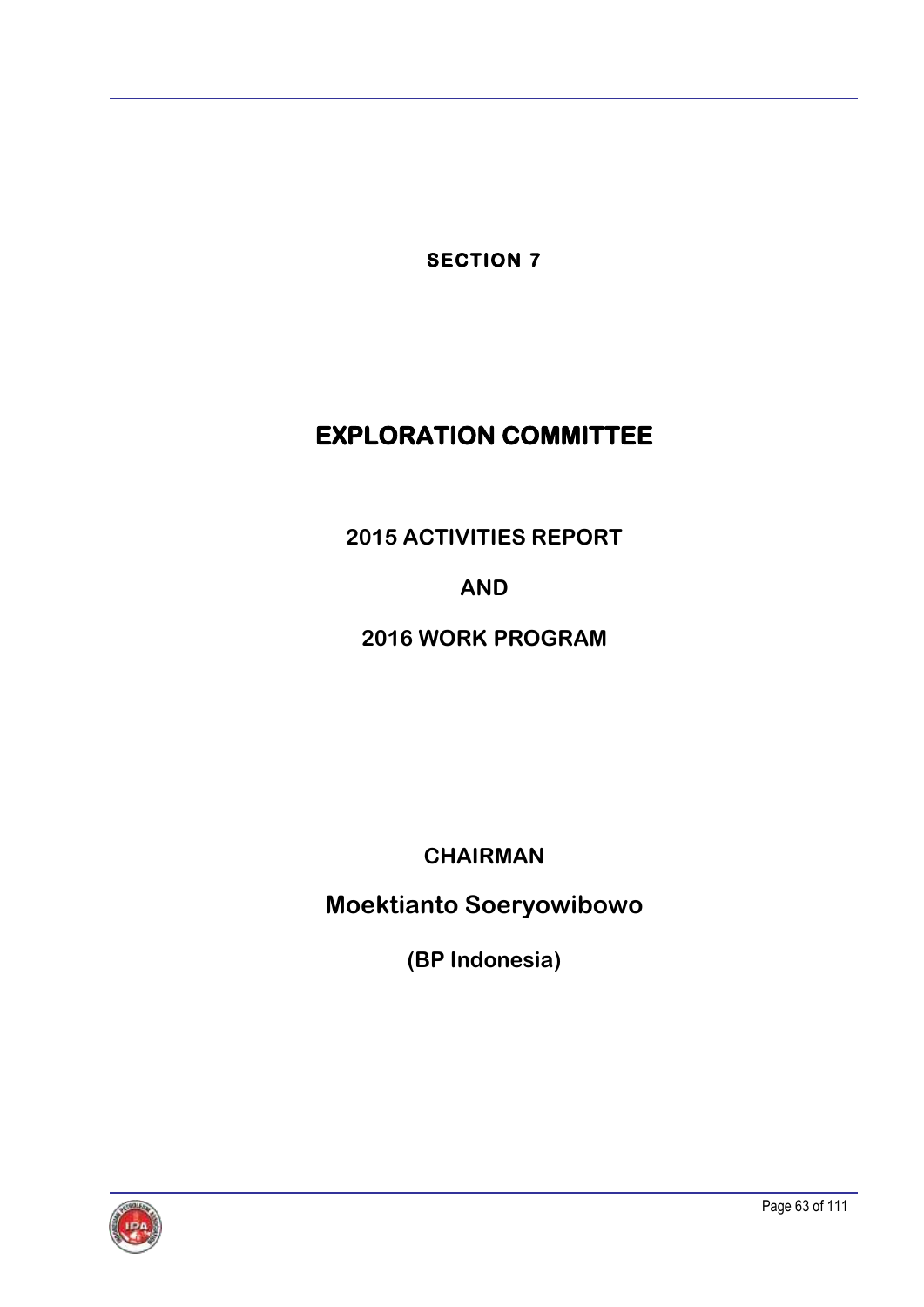**SECTION 7**

# EXPLORATION COMMITTEE

## 2015 ACTIVITIES REPORT

## AND

## 2016 WORK PROGRAM

**CHAIRMAN**

**Moektianto Soeryowibowo**

**(BP Indonesia)**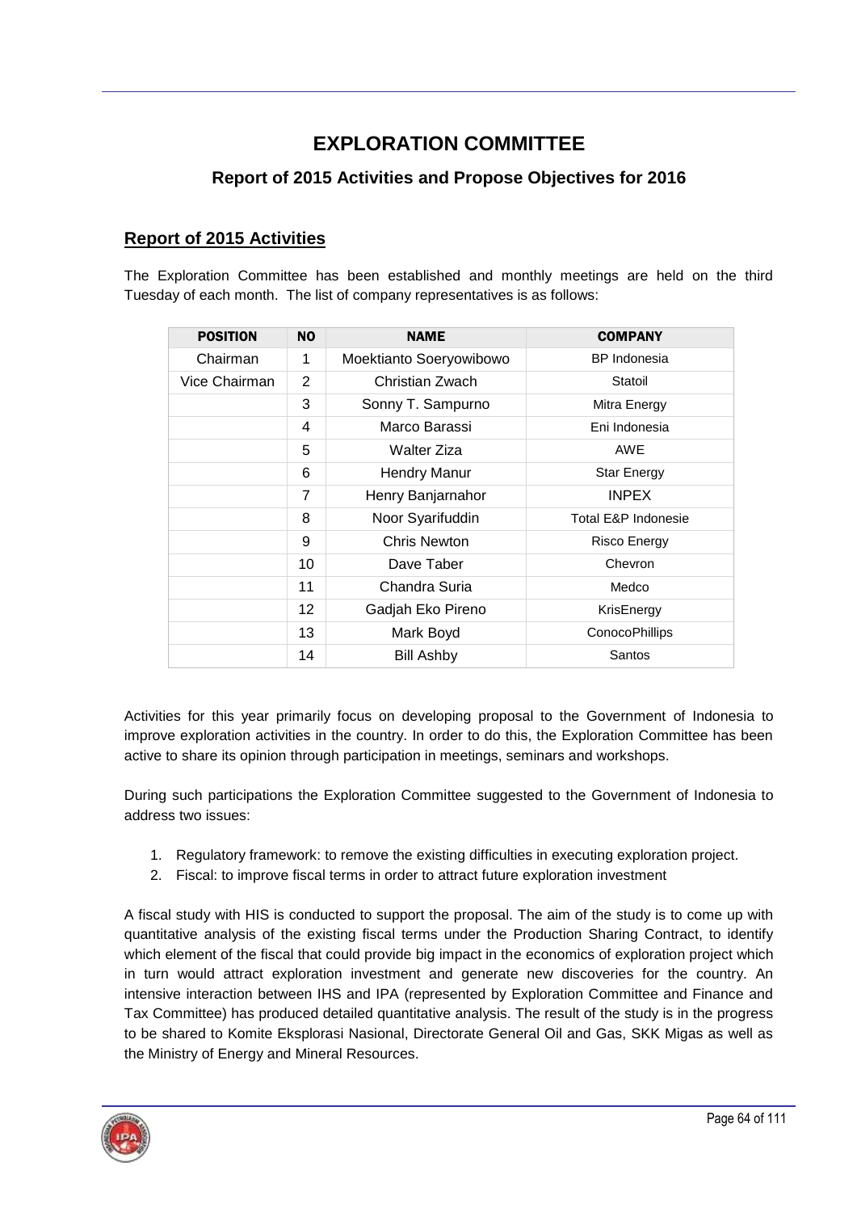# EXPLORATION COMMITTEE

## Report of 2015 Activities and Propose Objectives for 2016

### Report of 2015 Activities

The Exploration Committee has been established and monthly meetings are held on the third Tuesday of each month. The list of company representatives is as follows:

| POSITION | NO | NAME | COMPANY |
|---|---|---|---|
| Chairman | 1 | Moektianto Soeryowibowo | BP Indonesia |
| Vice Chairman | 2 | Christian Zwach | Statoil |
| | 3 | Sonny T. Sampurno | Mitra Energy |
| | 4 | Marco Barassi | Eni Indonesia |
| | 5 | Walter Ziza | AWE |
| | 6 | Hendry Manur | Star Energy |
| | 7 | Henry Banjarnahor | INPEX |
| | 8 | Noor Syarifuddin | Total E&P Indonesie |
| | 9 | Chris Newton | Risco Energy |
| | 10 | Dave Taber | Chevron |
| | 11 | Chandra Suria | Medco |
| | 12 | Gadjah Eko Pireno | KrisEnergy |
| | 13 | Mark Boyd | ConocoPhillips |
| | 14 | Bill Ashby | Santos |

Activities for this year primarily focus on developing proposal to the Government of Indonesia to improve exploration activities in the country. In order to do this, the Exploration Committee has been active to share its opinion through participation in meetings, seminars and workshops.

During such participations the Exploration Committee suggested to the Government of Indonesia to address two issues:

1. Regulatory framework: to remove the existing difficulties in executing exploration project.
2. Fiscal: to improve fiscal terms in order to attract future exploration investment

A fiscal study with HIS is conducted to support the proposal. The aim of the study is to come up with quantitative analysis of the existing fiscal terms under the Production Sharing Contract, to identify which element of the fiscal that could provide big impact in the economics of exploration project which in turn would attract exploration investment and generate new discoveries for the country. An intensive interaction between IHS and IPA (represented by Exploration Committee and Finance and Tax Committee) has produced detailed quantitative analysis. The result of the study is in the progress to be shared to Komite Eksplorasi Nasional, Directorate General Oil and Gas, SKK Migas as well as the Ministry of Energy and Mineral Resources.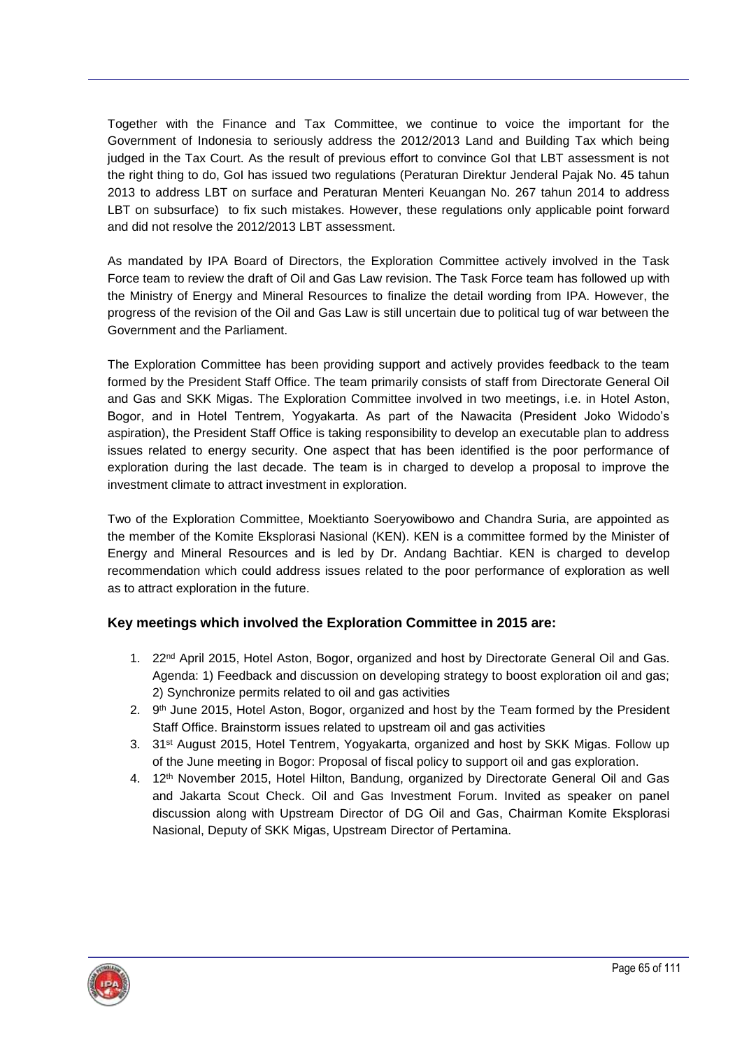Together with the Finance and Tax Committee, we continue to voice the important for the Government of Indonesia to seriously address the 2012/2013 Land and Building Tax which being judged in the Tax Court. As the result of previous effort to convince GoI that LBT assessment is not the right thing to do, GoI has issued two regulations (Peraturan Direktur Jenderal Pajak No. 45 tahun 2013 to address LBT on surface and Peraturan Menteri Keuangan No. 267 tahun 2014 to address LBT on subsurface) to fix such mistakes. However, these regulations only applicable point forward and did not resolve the 2012/2013 LBT assessment.

As mandated by IPA Board of Directors, the Exploration Committee actively involved in the Task Force team to review the draft of Oil and Gas Law revision. The Task Force team has followed up with the Ministry of Energy and Mineral Resources to finalize the detail wording from IPA. However, the progress of the revision of the Oil and Gas Law is still uncertain due to political tug of war between the Government and the Parliament.

The Exploration Committee has been providing support and actively provides feedback to the team formed by the President Staff Office. The team primarily consists of staff from Directorate General Oil and Gas and SKK Migas. The Exploration Committee involved in two meetings, i.e. in Hotel Aston, Bogor, and in Hotel Tentrem, Yogyakarta. As part of the Nawacita (President Joko Widodo's aspiration), the President Staff Office is taking responsibility to develop an executable plan to address issues related to energy security. One aspect that has been identified is the poor performance of exploration during the last decade. The team is in charged to develop a proposal to improve the investment climate to attract investment in exploration.

Two of the Exploration Committee, Moektianto Soeryowibowo and Chandra Suria, are appointed as the member of the Komite Eksplorasi Nasional (KEN). KEN is a committee formed by the Minister of Energy and Mineral Resources and is led by Dr. Andang Bachtiar. KEN is charged to develop recommendation which could address issues related to the poor performance of exploration as well as to attract exploration in the future.

### Key meetings which involved the Exploration Committee in 2015 are:

1. 22nd April 2015, Hotel Aston, Bogor, organized and host by Directorate General Oil and Gas. Agenda: 1) Feedback and discussion on developing strategy to boost exploration oil and gas; 2) Synchronize permits related to oil and gas activities
2. 9th June 2015, Hotel Aston, Bogor, organized and host by the Team formed by the President Staff Office. Brainstorm issues related to upstream oil and gas activities
3. 31st August 2015, Hotel Tentrem, Yogyakarta, organized and host by SKK Migas. Follow up of the June meeting in Bogor: Proposal of fiscal policy to support oil and gas exploration.
4. 12th November 2015, Hotel Hilton, Bandung, organized by Directorate General Oil and Gas and Jakarta Scout Check. Oil and Gas Investment Forum. Invited as speaker on panel discussion along with Upstream Director of DG Oil and Gas, Chairman Komite Eksplorasi Nasional, Deputy of SKK Migas, Upstream Director of Pertamina.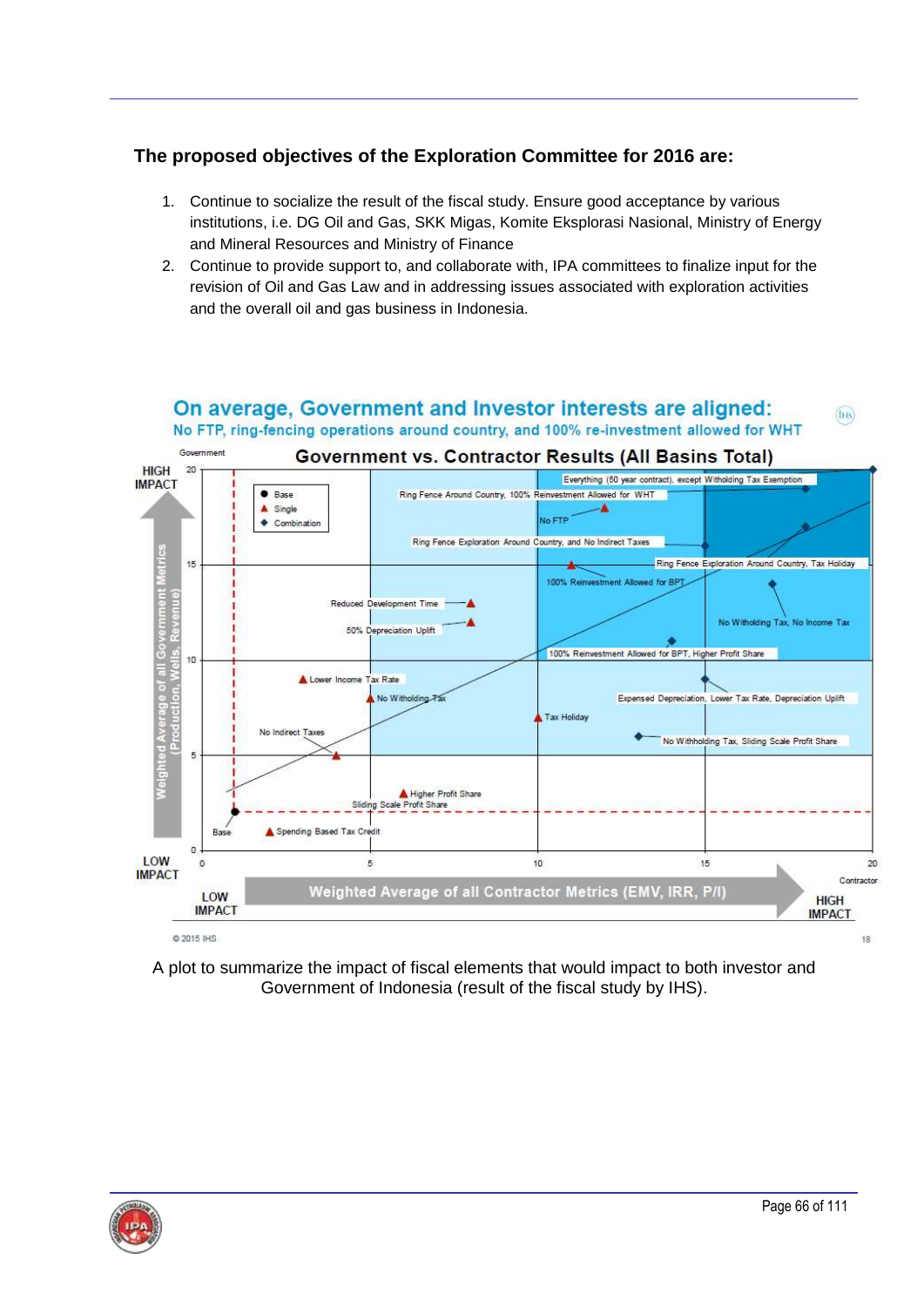### The proposed objectives of the Exploration Committee for 2016 are:

1. Continue to socialize the result of the fiscal study. Ensure good acceptance by various institutions, i.e. DG Oil and Gas, SKK Migas, Komite Eksplorasi Nasional, Ministry of Energy and Mineral Resources and Ministry of Finance
2. Continue to provide support to, and collaborate with, IPA committees to finalize input for the revision of Oil and Gas Law and in addressing issues associated with exploration activities and the overall oil and gas business in Indonesia.

On average, Government and Investor interests are aligned:
No FTP, ring-fencing operations around country, and 100% re-investment allowed for WHT

Government vs. Contractor Results (All Basins Total)

Government

HIGH IMPACT

LOW IMPACT

Weighted Average of all Government Metrics (Production, Wells, Revenue)

Base
Single
Combination

Everything (50 year contract), except Witholding Tax Exemption
Ring Fence Around Country, 100% Reinvestment Allowed for WHT
No FTP
Ring Fence Exploration Around Country, and No Indirect Taxes
Ring Fence Exploration Around Country, Tax Holiday
100% Reinvestment Allowed for BPT
No Witholding Tax, No Income Tax
Reduced Development Time
50% Depreciation Uplift
100% Reinvestment Allowed for BPT, Higher Profit Share
Lower Income Tax Rate
No Witholding Tax
Expensed Depreciation, Lower Tax Rate, Depreciation Uplift
Tax Holiday
No Indirect Taxes
No Withholding Tax, Sliding Scale Profit Share
Higher Profit Share
Sliding Scale Profit Share
Base
Spending Based Tax Credit

0 5 10 15 20

Contractor

LOW IMPACT

Weighted Average of all Contractor Metrics (EMV, IRR, P/I)

HIGH IMPACT

© 2015 IHS

A plot to summarize the impact of fiscal elements that would impact to both investor and Government of Indonesia (result of the fiscal study by IHS).